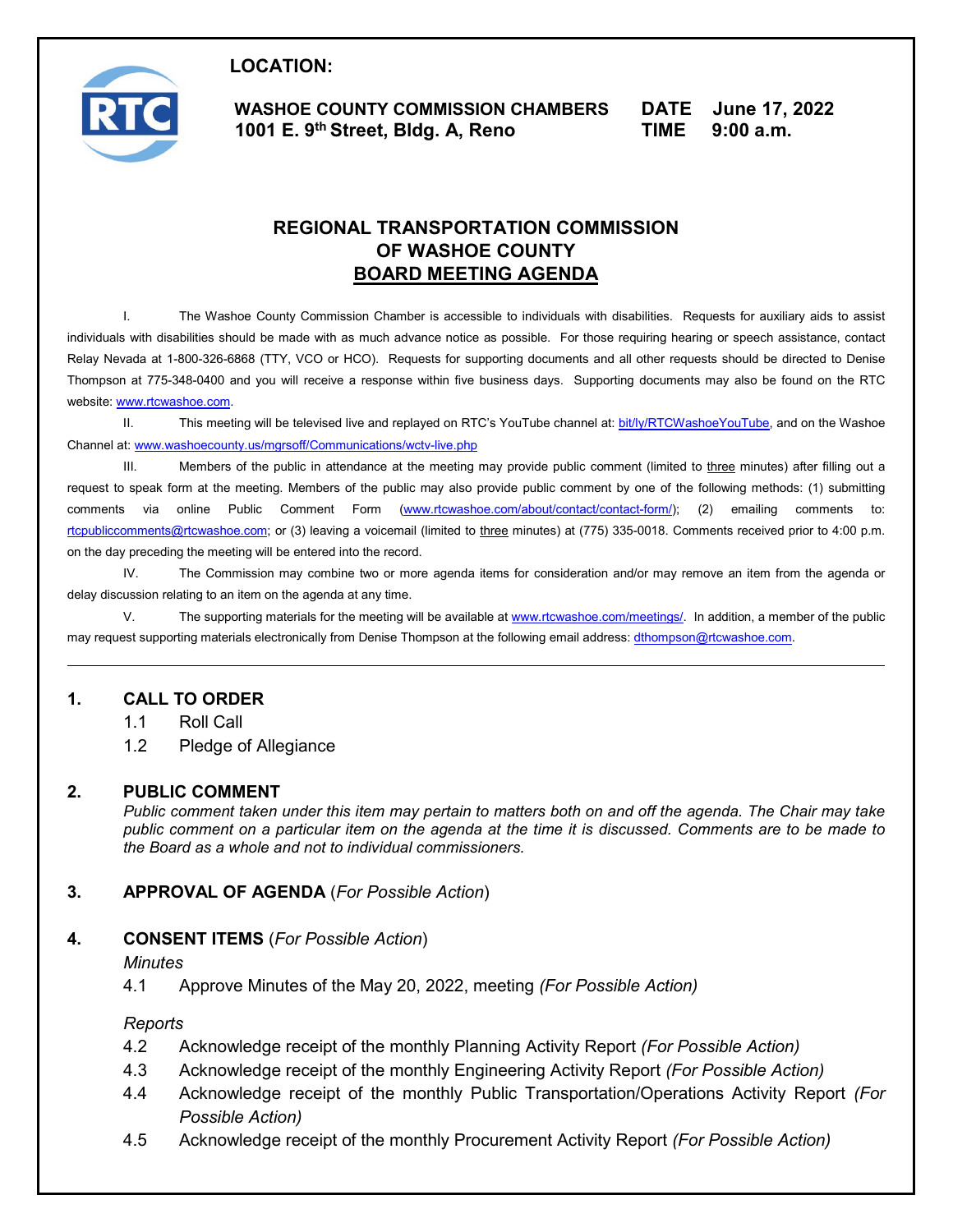**LOCATION:**

**WASHOE COUNTY COMMISSION CHAMBERS**
**1001 E. 9th Street, Bldg. A, Reno**

**DATE** **June 17, 2022**
**TIME** **9:00 a.m.**

# REGIONAL TRANSPORTATION COMMISSION OF WASHOE COUNTY

## BOARD MEETING AGENDA

I. The Washoe County Commission Chamber is accessible to individuals with disabilities. Requests for auxiliary aids to assist individuals with disabilities should be made with as much advance notice as possible. For those requiring hearing or speech assistance, contact Relay Nevada at 1-800-326-6868 (TTY, VCO or HCO). Requests for supporting documents and all other requests should be directed to Denise Thompson at 775-348-0400 and you will receive a response within five business days. Supporting documents may also be found on the RTC website: www.rtcwashoe.com.

II. This meeting will be televised live and replayed on RTC's YouTube channel at: bit/ly/RTCWashoeYouTube, and on the Washoe Channel at: www.washoecounty.us/mgrsoff/Communications/wctv-live.php

III. Members of the public in attendance at the meeting may provide public comment (limited to three minutes) after filling out a request to speak form at the meeting. Members of the public may also provide public comment by one of the following methods: (1) submitting comments via online Public Comment Form (www.rtcwashoe.com/about/contact/contact-form/); (2) emailing comments to: rtcpubliccomments@rtcwashoe.com; or (3) leaving a voicemail (limited to three minutes) at (775) 335-0018. Comments received prior to 4:00 p.m. on the day preceding the meeting will be entered into the record.

IV. The Commission may combine two or more agenda items for consideration and/or may remove an item from the agenda or delay discussion relating to an item on the agenda at any time.

V. The supporting materials for the meeting will be available at www.rtcwashoe.com/meetings/. In addition, a member of the public may request supporting materials electronically from Denise Thompson at the following email address: dthompson@rtcwashoe.com.

---

**1. CALL TO ORDER**

- 1.1 Roll Call
- 1.2 Pledge of Allegiance

**2. PUBLIC COMMENT**

*Public comment taken under this item may pertain to matters both on and off the agenda. The Chair may take public comment on a particular item on the agenda at the time it is discussed. Comments are to be made to the Board as a whole and not to individual commissioners.*

**3. APPROVAL OF AGENDA** (*For Possible Action*)

**4. CONSENT ITEMS** (*For Possible Action*)

*Minutes*

- 4.1 Approve Minutes of the May 20, 2022, meeting *(For Possible Action)*

*Reports*

- 4.2 Acknowledge receipt of the monthly Planning Activity Report *(For Possible Action)*
- 4.3 Acknowledge receipt of the monthly Engineering Activity Report *(For Possible Action)*
- 4.4 Acknowledge receipt of the monthly Public Transportation/Operations Activity Report *(For Possible Action)*
- 4.5 Acknowledge receipt of the monthly Procurement Activity Report *(For Possible Action)*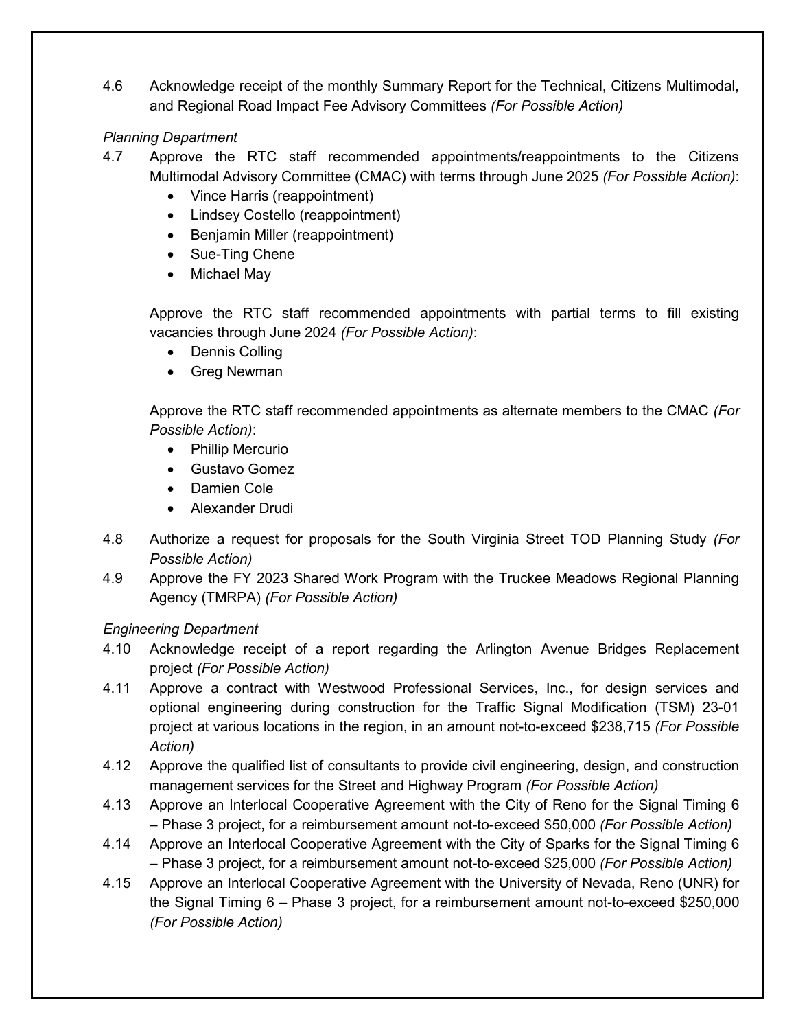4.6 Acknowledge receipt of the monthly Summary Report for the Technical, Citizens Multimodal, and Regional Road Impact Fee Advisory Committees *(For Possible Action)*

*Planning Department*

4.7 Approve the RTC staff recommended appointments/reappointments to the Citizens Multimodal Advisory Committee (CMAC) with terms through June 2025 *(For Possible Action)*:

- Vince Harris (reappointment)
- Lindsey Costello (reappointment)
- Benjamin Miller (reappointment)
- Sue-Ting Chene
- Michael May

Approve the RTC staff recommended appointments with partial terms to fill existing vacancies through June 2024 *(For Possible Action)*:

- Dennis Colling
- Greg Newman

Approve the RTC staff recommended appointments as alternate members to the CMAC *(For Possible Action)*:

- Phillip Mercurio
- Gustavo Gomez
- Damien Cole
- Alexander Drudi

4.8 Authorize a request for proposals for the South Virginia Street TOD Planning Study *(For Possible Action)*

4.9 Approve the FY 2023 Shared Work Program with the Truckee Meadows Regional Planning Agency (TMRPA) *(For Possible Action)*

*Engineering Department*

4.10 Acknowledge receipt of a report regarding the Arlington Avenue Bridges Replacement project *(For Possible Action)*

4.11 Approve a contract with Westwood Professional Services, Inc., for design services and optional engineering during construction for the Traffic Signal Modification (TSM) 23-01 project at various locations in the region, in an amount not-to-exceed $238,715 *(For Possible Action)*

4.12 Approve the qualified list of consultants to provide civil engineering, design, and construction management services for the Street and Highway Program *(For Possible Action)*

4.13 Approve an Interlocal Cooperative Agreement with the City of Reno for the Signal Timing 6 – Phase 3 project, for a reimbursement amount not-to-exceed $50,000 *(For Possible Action)*

4.14 Approve an Interlocal Cooperative Agreement with the City of Sparks for the Signal Timing 6 – Phase 3 project, for a reimbursement amount not-to-exceed $25,000 *(For Possible Action)*

4.15 Approve an Interlocal Cooperative Agreement with the University of Nevada, Reno (UNR) for the Signal Timing 6 – Phase 3 project, for a reimbursement amount not-to-exceed $250,000 *(For Possible Action)*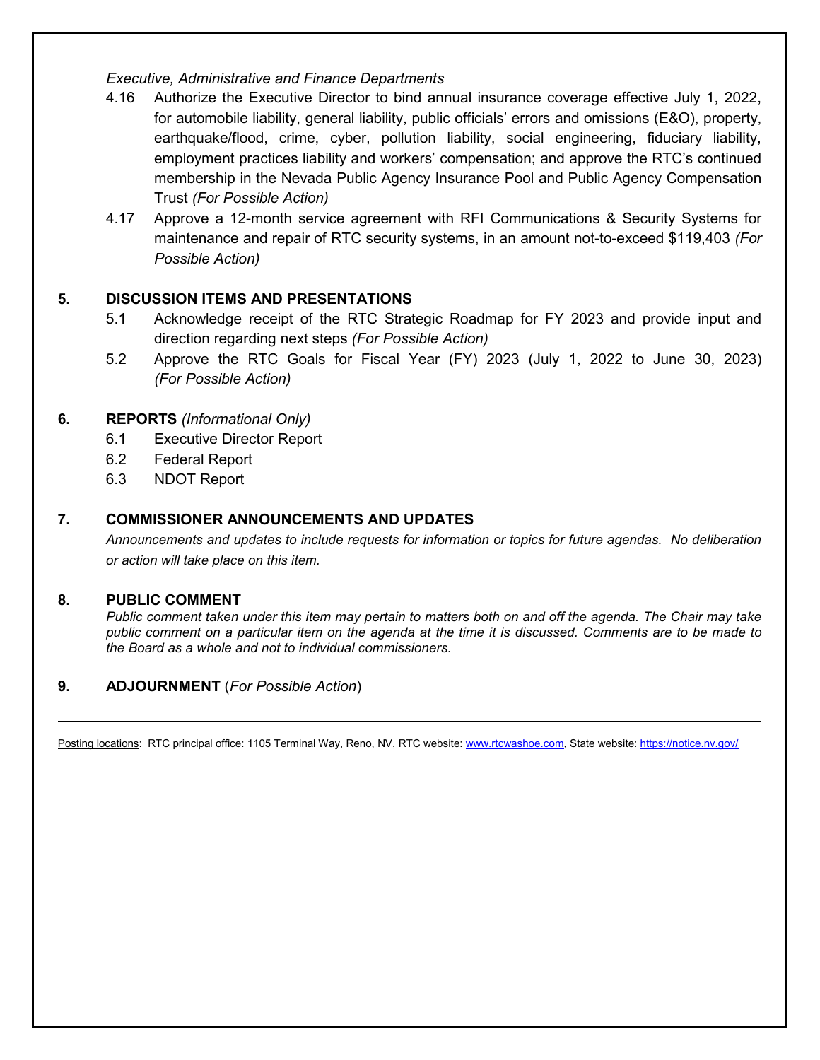*Executive, Administrative and Finance Departments*

4.16 Authorize the Executive Director to bind annual insurance coverage effective July 1, 2022, for automobile liability, general liability, public officials' errors and omissions (E&O), property, earthquake/flood, crime, cyber, pollution liability, social engineering, fiduciary liability, employment practices liability and workers' compensation; and approve the RTC's continued membership in the Nevada Public Agency Insurance Pool and Public Agency Compensation Trust *(For Possible Action)*

4.17 Approve a 12-month service agreement with RFI Communications & Security Systems for maintenance and repair of RTC security systems, in an amount not-to-exceed $119,403 *(For Possible Action)*

**5. DISCUSSION ITEMS AND PRESENTATIONS**

5.1 Acknowledge receipt of the RTC Strategic Roadmap for FY 2023 and provide input and direction regarding next steps *(For Possible Action)*

5.2 Approve the RTC Goals for Fiscal Year (FY) 2023 (July 1, 2022 to June 30, 2023) *(For Possible Action)*

**6. REPORTS** *(Informational Only)*

6.1 Executive Director Report

6.2 Federal Report

6.3 NDOT Report

**7. COMMISSIONER ANNOUNCEMENTS AND UPDATES**

*Announcements and updates to include requests for information or topics for future agendas. No deliberation or action will take place on this item.*

**8. PUBLIC COMMENT**

*Public comment taken under this item may pertain to matters both on and off the agenda. The Chair may take public comment on a particular item on the agenda at the time it is discussed. Comments are to be made to the Board as a whole and not to individual commissioners.*

**9. ADJOURNMENT** (*For Possible Action*)

---

Posting locations: RTC principal office: 1105 Terminal Way, Reno, NV, RTC website: www.rtcwashoe.com, State website: https://notice.nv.gov/